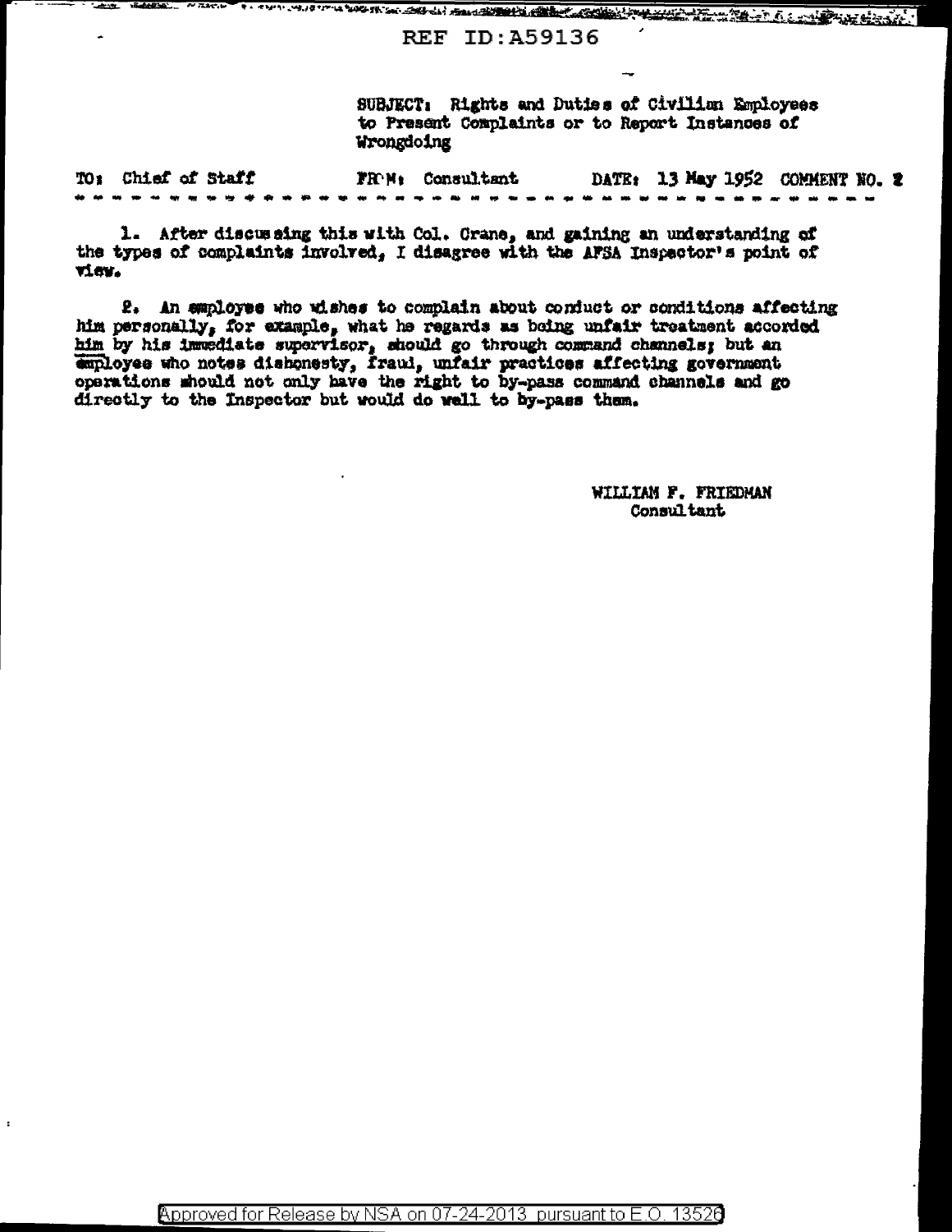REF ID:A59136

SUBJECT: Rights and Duties of Civilian Employees to Present Complaints or to Report Instances of Wrongdoing

TO: Chief of Staff FROM: Consultant DATE: 13 May 1952 COMMENT NO. 2

- - - - - - - - - - - - - - - - - - - - - - - - - - - - - - - - - - - - - - - -

1. After discussing this with Col. Crane, and gaining an understanding of the types of complaints involved, I disagree with the AFSA Inspector's point of view.

2. An employee who wishes to complain about conduct or conditions affecting him personally, for example, what he regards as being unfair treatment accorded him by his immediate supervisor, should go through command channels; but an employee who notes dishonesty, fraud, unfair practices affecting government operations should not only have the right to by-pass command channels and go directly to the Inspector but would do well to by-pass them.

WILLIAM F. FRIEDMAN
Consultant

Approved for Release by NSA on 07-24-2013 pursuant to E.O. 13526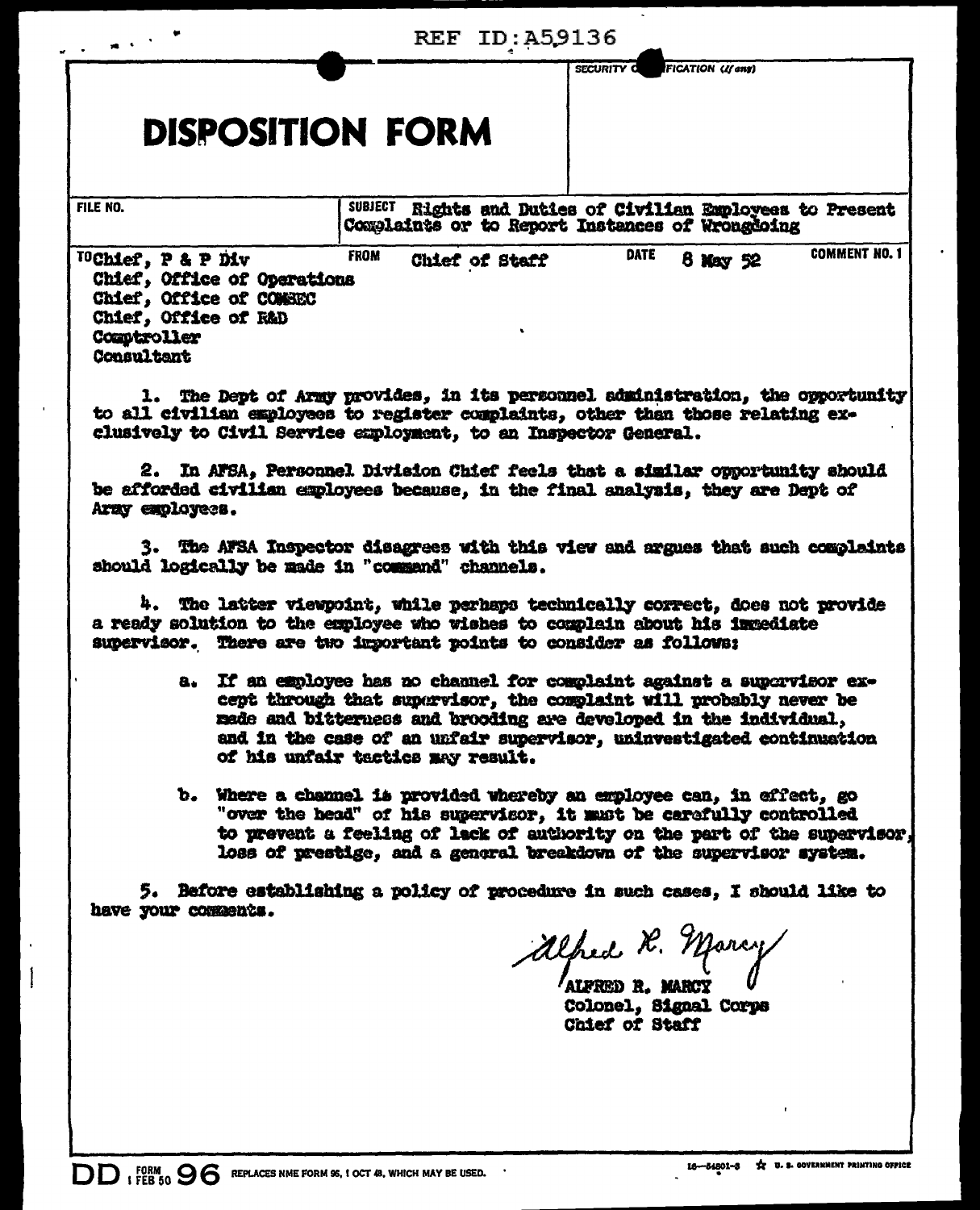REF ID:A59136

SECURITY CLASSIFICATION (If any)

# DISPOSITION FORM

| FILE NO. | SUBJECT Rights and Duties of Civilian Employees to Present Complaints or to Report Instances of Wrongdoing | | |
|---|---|---|---|
| TO Chief, P & P Div<br>Chief, Office of Operations<br>Chief, Office of COMSEC<br>Chief, Office of R&D<br>Comptroller<br>Consultant | FROM Chief of Staff | DATE 8 May 52 | COMMENT NO. 1 |

1. The Dept of Army provides, in its personnel administration, the opportunity to all civilian employees to register complaints, other than those relating exclusively to Civil Service employment, to an Inspector General.

2. In AFSA, Personnel Division Chief feels that a similar opportunity should be afforded civilian employees because, in the final analysis, they are Dept of Army employees.

3. The AFSA Inspector disagrees with this view and argues that such complaints should logically be made in "command" channels.

4. The latter viewpoint, while perhaps technically correct, does not provide a ready solution to the employee who wishes to complain about his immediate supervisor. There are two important points to consider as follows:

   a. If an employee has no channel for complaint against a supervisor except through that supervisor, the complaint will probably never be made and bitterness and brooding are developed in the individual, and in the case of an unfair supervisor, uninvestigated continuation of his unfair tactics may result.

   b. Where a channel is provided whereby an employee can, in effect, go "over the head" of his supervisor, it must be carefully controlled to prevent a feeling of lack of authority on the part of the supervisor, loss of prestige, and a general breakdown of the supervisor system.

5. Before establishing a policy of procedure in such cases, I should like to have your comments.

*Alfred R. Marcy*

ALFRED R. MARCY
Colonel, Signal Corps
Chief of Staff

DD FORM 1 FEB 50 96 REPLACES NME FORM 96, 1 OCT 48, WHICH MAY BE USED.

16—54801-3 ☆ U. S. GOVERNMENT PRINTING OFFICE